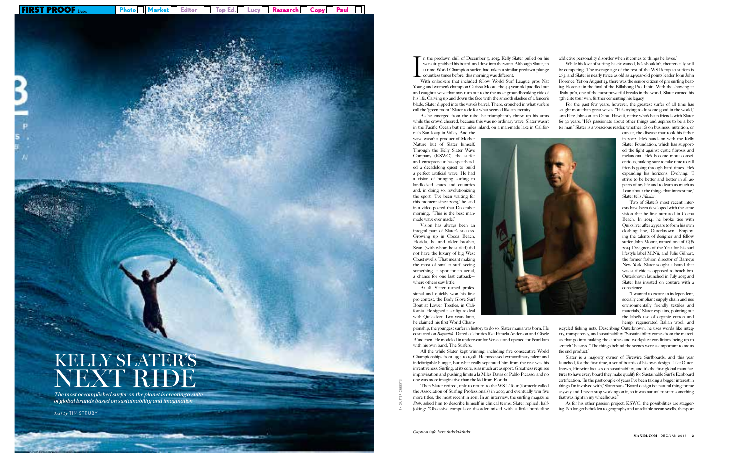# KELLY SLATER'S NEXT RIDE

*The most accomplished surfer on the planet is creating a suite of global brands based on sustainability and imagination*

*Text by* TIM STRUBY

In the predawn chill of December 5, 2015, Kelly Slater pulled on his wetsuit, grabbed his board, and dove into the water. Although Slater, an 11-time World Champion surfer, had taken a similar predawn plunge countless times before, this morning was different.

With onlookers that included fellow World Surf League pros Nat Young and women's champion Carissa Moore, the 44-year-old paddled out and caught a wave that may turn out to be the most groundbreaking ride of his life. Carving up and down the face with the smooth slashes of a fencer's blade, Slater dipped into the wave's barrel. There, crouched in what surfers call the "green room," Slater rode for what seemed like an eternity.

As he emerged from the tube, he triumphantly threw up his arms while the crowd cheered, because this was no ordinary wave. Slater wasn't in the Pacific Ocean but 110 miles inland, on a man-made lake in California's San Joaquin Valley. And the wave wasn't a product of Mother Nature but of Slater himself. Through the Kelly Slater Wave Company (KSWC), the surfer and entrepreneur has spearheaded a decadelong quest to build a perfect artificial wave. He had a vision of bringing surfing to landlocked states and countries and, in doing so, revolutionizing the sport. "I've been waiting for this moment since 2005," he said in a video posted that December morning. "This is the best man-made wave ever made."

Vision has always been an integral part of Slater's success. Growing up in Cocoa Beach, Florida, he and older brother, Sean, (with whom he surfed) did not have the luxury of big West Coast swells. That meant making the most of smaller surf, seeing something—a spot for an aerial, a chance for one last cutback—where others saw little.

At 18, Slater turned professional and quickly won his first pro contest, the Body Glove Surf Bout at Lower Trestles, in California. He signed a six-figure deal with Quiksilver. Two years later, he claimed his first World Championship, the youngest surfer in history to do so. Slater mania was born. He costarred on *Baywatch*. Dated celebrities like Pamela Anderson and Gisele Bündchen. He modeled in underwear for Versace and opened for Pearl Jam with his own band, The Surfers.

All the while Slater kept winning, including five consecutive World Championships from 1994 to 1998. He possessed extraordinary talent and indefatigable hunger, but what really separated him from the rest was his inventiveness. Surfing, at its core, is as much art as sport. Greatness requires improvisation and pushing limits à la Miles Davis or Pablo Picasso, and no one was more imaginative than the kid from Florida.

Then Slater retired, only to return to the WSL Tour (formerly called the Association of Surfing Professionals) in 2003 and eventually win five more titles, the most recent in 2011. In an interview, the surfing magazine *Stab*, asked him to describe himself in clinical terms. Slater replied, half-joking: "Obsessive-compulsive disorder mixed with a little borderline addictive personality disorder when it comes to things he loves."

While his love of surfing hasn't waned, he's shouldn't, theoretically, still be competing. The average age of the rest of the WSL's top 10 surfers is 26.3, and Slater is nearly twice as old as 24-year-old points leader John John Florence. Yet on August 23, there was the senior citizen of pro surfing beating Florence in the final of the Billabong Pro Tahiti. With the showing at Teahupo'o, one of the most powerful breaks in the world, Slater earned his 55th elite tour win, further cementing his legacy.

For the past few years, however, the greatest surfer of all time has sought more than great waves. "He's trying to do some good in the world," says Pete Johnson, an Oahu, Hawaii, native who's been friends with Slater for 30 years. "He's passionate about other things and aspires to be a better man." Slater is a voracious reader, whether it's on business, nutrition, or cancer, the disease that took his father in 2002. He's hands-on with the Kelly Slater Foundation, which has supported the fight against cystic fibrosis and melanoma. He's become more conscientious, making sure to take time to call friends going through hard times. He's expanding his horizons. Evolving. "I strive to be better and better in all aspects of my life and to learn as much as I can about the things that interest me," Slater tells *Maxim*.

Two of Slater's most recent interests have been developed with the same vision that he first nurtured in Cocoa Beach. In 2014, he broke ties with Quiksilver after 23 years to form his own clothing line, Outerknown. Employing the talents of designer and fellow surfer John Moore, named one of *GQ*'s 2014 Designers of the Year for his surf lifestyle label M.Nii, and Julie Gilhart, the former fashion director of Barneys New York, Slater sought a brand that was surf chic as opposed to beach bro. Outerknown launched in July 2015 and Slater has insisted on couture with a conscience.

"I wanted to create an independent, socially compliant supply chain and use environmentally friendly textiles and materials," Slater explains, pointing out the label's use of organic cotton and hemp, regenerated Italian wool, and recycled fishing nets. Describing Outerknown, he uses words like integrity, transparency, and sustainability. "Sustainability comes from the materials that go into making the clothes and workplace conditions being up to scratch," he says. "The things behind the scenes were as important to me as the end product."

Slater is a majority owner of Firewire Surfboards, and this year launched, for the first time, a set of boards of his own design. Like Outerknown, Firewire focuses on sustainability, and it's the first global manufacturer to have every board they make qualify for Sustainable Surf's Ecoboard certification. "In the past couple of years I've been taking a bigger interest in things I'm involved with," Slater says. "Board design is a natural thing for me anyway and I never stop working on it, so it was natural to start something that was right in my wheelhouse."

As for his other passion project, KSWC, the possibilities are staggering. No longer beholden to geography and unreliable ocean swells, the sport

*Caption info here tktktktktktkt*

TK GUTTER CREDITS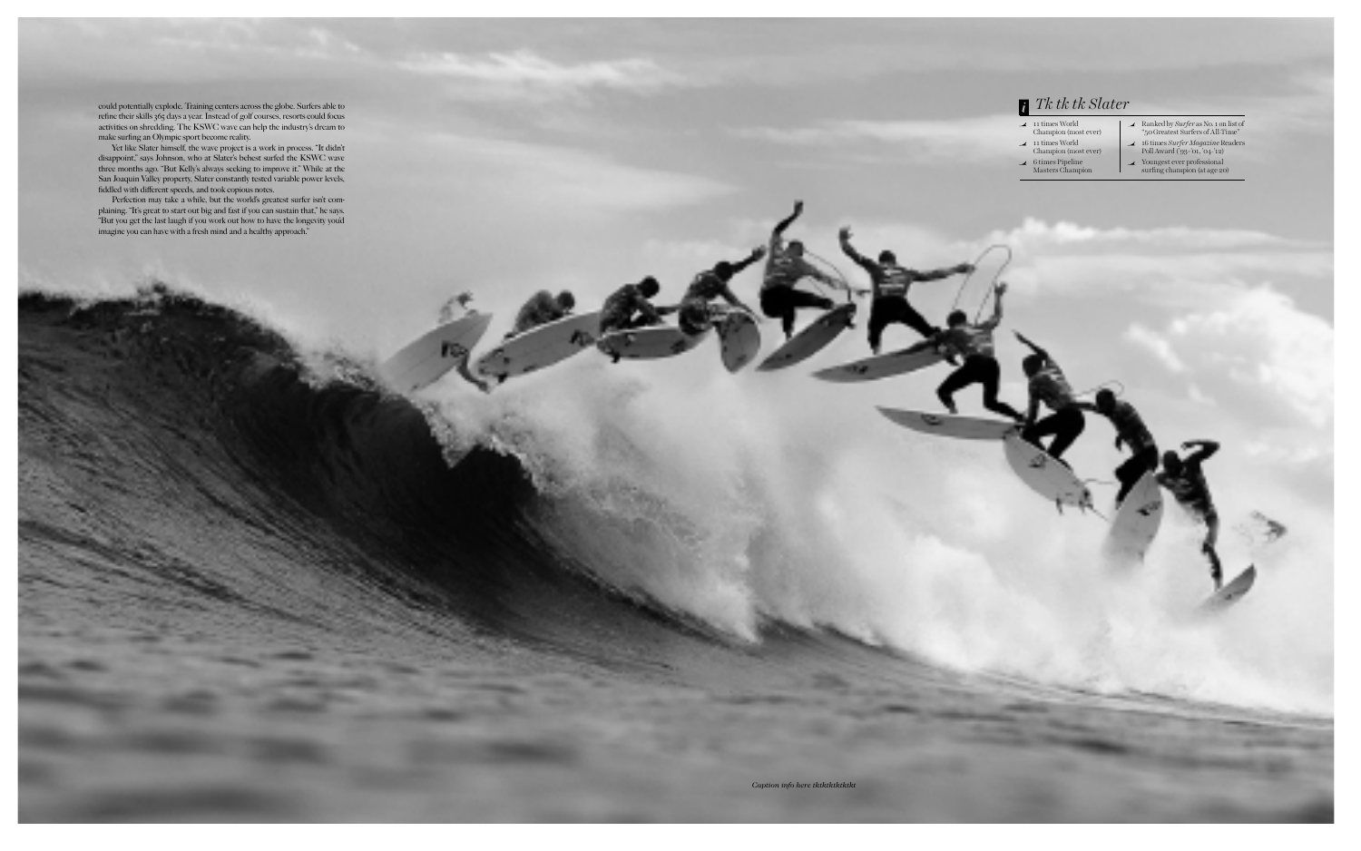could potentially explode. Training centers across the globe. Surfers able to refine their skills 365 days a year. Instead of golf courses, resorts could focus activities on shredding. The KSWC wave can help the industry's dream to make surfing an Olympic sport become reality.

Yet like Slater himself, the wave project is a work in process. "It didn't disappoint," says Johnson, who at Slater's behest surfed the KSWC wave three months ago. "But Kelly's always seeking to improve it." While at the San Joaquin Valley property, Slater constantly tested variable power levels, fiddled with different speeds, and took copious notes.

Perfection may take a while, but the world's greatest surfer isn't complaining. "It's great to start out big and fast if you can sustain that," he says. "But you get the last laugh if you work out how to have the longevity you'd imagine you can have with a fresh mind and a healthy approach."

## *Tk tk tk Slater*

- 11 times World Champion (most ever)
- 11 times World Champion (most ever)
- 6 times Pipeline Masters Champion
- Ranked by *Surfer* as No. 1 on list of "50 Greatest Surfers of All-Time"
- 16 times *Surfer Magazine* Readers Poll Award ('93–'01, '04–'12)
- Youngest ever professional surfing champion (at age 20)

*Caption info here tktktktktktkt*